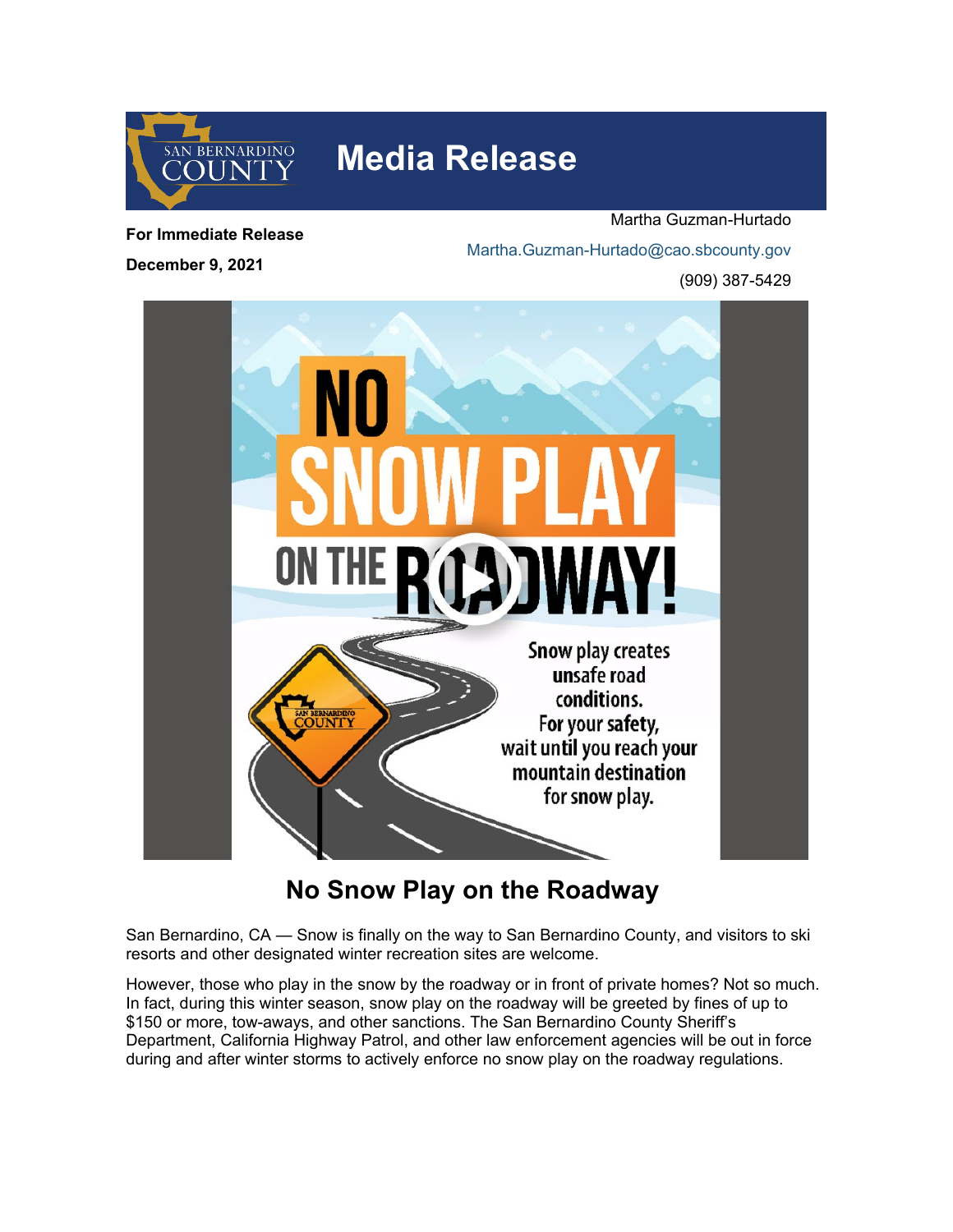# Media Release

**For Immediate Release**

**December 9, 2021**

Martha Guzman-Hurtado

Martha.Guzman-Hurtado@cao.sbcounty.gov

(909) 387-5429

## No Snow Play on the Roadway

San Bernardino, CA — Snow is finally on the way to San Bernardino County, and visitors to ski resorts and other designated winter recreation sites are welcome.

However, those who play in the snow by the roadway or in front of private homes? Not so much. In fact, during this winter season, snow play on the roadway will be greeted by fines of up to $150 or more, tow-aways, and other sanctions. The San Bernardino County Sheriff's Department, California Highway Patrol, and other law enforcement agencies will be out in force during and after winter storms to actively enforce no snow play on the roadway regulations.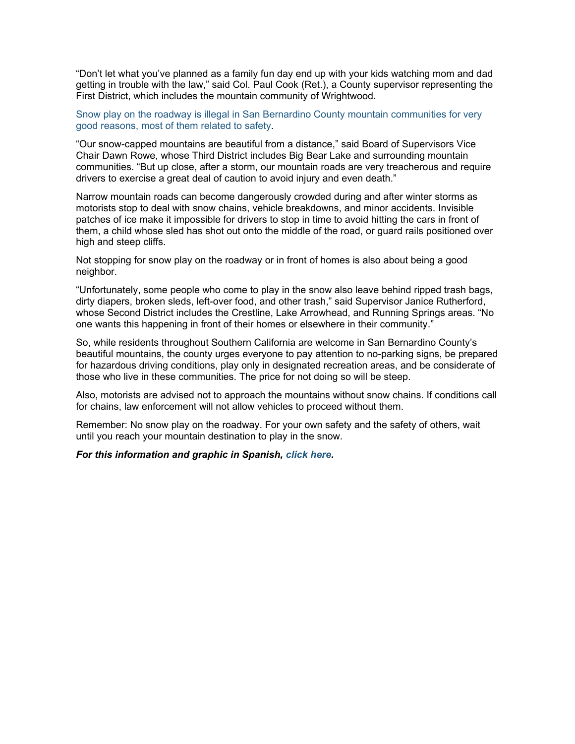"Don't let what you've planned as a family fun day end up with your kids watching mom and dad getting in trouble with the law," said Col. Paul Cook (Ret.), a County supervisor representing the First District, which includes the mountain community of Wrightwood.

Snow play on the roadway is illegal in San Bernardino County mountain communities for very good reasons, most of them related to safety.

"Our snow-capped mountains are beautiful from a distance," said Board of Supervisors Vice Chair Dawn Rowe, whose Third District includes Big Bear Lake and surrounding mountain communities. "But up close, after a storm, our mountain roads are very treacherous and require drivers to exercise a great deal of caution to avoid injury and even death."

Narrow mountain roads can become dangerously crowded during and after winter storms as motorists stop to deal with snow chains, vehicle breakdowns, and minor accidents. Invisible patches of ice make it impossible for drivers to stop in time to avoid hitting the cars in front of them, a child whose sled has shot out onto the middle of the road, or guard rails positioned over high and steep cliffs.

Not stopping for snow play on the roadway or in front of homes is also about being a good neighbor.

"Unfortunately, some people who come to play in the snow also leave behind ripped trash bags, dirty diapers, broken sleds, left-over food, and other trash," said Supervisor Janice Rutherford, whose Second District includes the Crestline, Lake Arrowhead, and Running Springs areas. "No one wants this happening in front of their homes or elsewhere in their community."

So, while residents throughout Southern California are welcome in San Bernardino County's beautiful mountains, the county urges everyone to pay attention to no-parking signs, be prepared for hazardous driving conditions, play only in designated recreation areas, and be considerate of those who live in these communities. The price for not doing so will be steep.

Also, motorists are advised not to approach the mountains without snow chains. If conditions call for chains, law enforcement will not allow vehicles to proceed without them.

Remember: No snow play on the roadway. For your own safety and the safety of others, wait until you reach your mountain destination to play in the snow.

***For this information and graphic in Spanish, click here.***